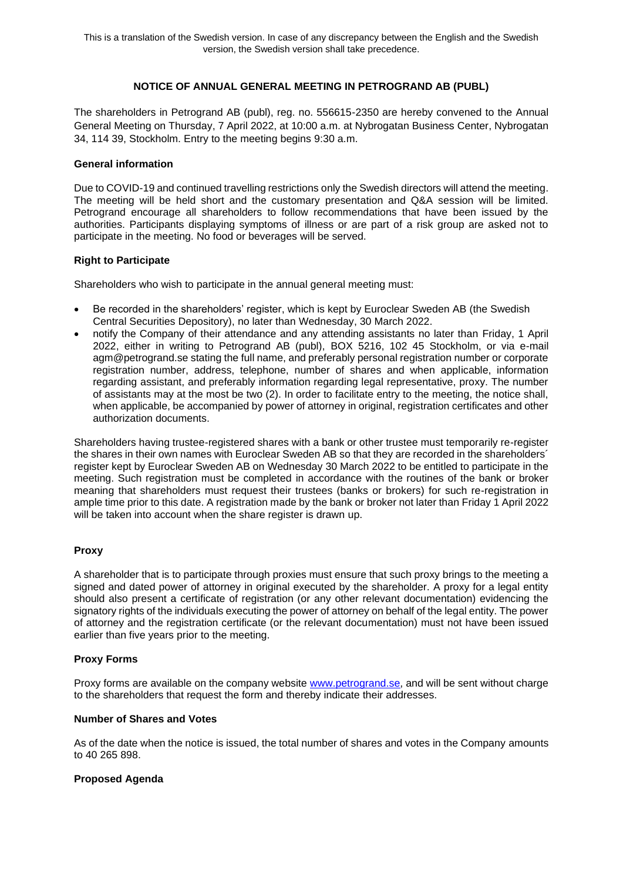This is a translation of the Swedish version. In case of any discrepancy between the English and the Swedish version, the Swedish version shall take precedence.

# NOTICE OF ANNUAL GENERAL MEETING IN PETROGRAND AB (PUBL)

The shareholders in Petrogrand AB (publ), reg. no. 556615-2350 are hereby convened to the Annual General Meeting on Thursday, 7 April 2022, at 10:00 a.m. at Nybrogatan Business Center, Nybrogatan 34, 114 39, Stockholm. Entry to the meeting begins 9:30 a.m.

**General information**

Due to COVID-19 and continued travelling restrictions only the Swedish directors will attend the meeting. The meeting will be held short and the customary presentation and Q&A session will be limited. Petrogrand encourage all shareholders to follow recommendations that have been issued by the authorities. Participants displaying symptoms of illness or are part of a risk group are asked not to participate in the meeting. No food or beverages will be served.

**Right to Participate**

Shareholders who wish to participate in the annual general meeting must:

- Be recorded in the shareholders' register, which is kept by Euroclear Sweden AB (the Swedish Central Securities Depository), no later than Wednesday, 30 March 2022.
- notify the Company of their attendance and any attending assistants no later than Friday, 1 April 2022, either in writing to Petrogrand AB (publ), BOX 5216, 102 45 Stockholm, or via e-mail agm@petrogrand.se stating the full name, and preferably personal registration number or corporate registration number, address, telephone, number of shares and when applicable, information regarding assistant, and preferably information regarding legal representative, proxy. The number of assistants may at the most be two (2). In order to facilitate entry to the meeting, the notice shall, when applicable, be accompanied by power of attorney in original, registration certificates and other authorization documents.

Shareholders having trustee-registered shares with a bank or other trustee must temporarily re-register the shares in their own names with Euroclear Sweden AB so that they are recorded in the shareholders´ register kept by Euroclear Sweden AB on Wednesday 30 March 2022 to be entitled to participate in the meeting. Such registration must be completed in accordance with the routines of the bank or broker meaning that shareholders must request their trustees (banks or brokers) for such re-registration in ample time prior to this date. A registration made by the bank or broker not later than Friday 1 April 2022 will be taken into account when the share register is drawn up.

**Proxy**

A shareholder that is to participate through proxies must ensure that such proxy brings to the meeting a signed and dated power of attorney in original executed by the shareholder. A proxy for a legal entity should also present a certificate of registration (or any other relevant documentation) evidencing the signatory rights of the individuals executing the power of attorney on behalf of the legal entity. The power of attorney and the registration certificate (or the relevant documentation) must not have been issued earlier than five years prior to the meeting.

**Proxy Forms**

Proxy forms are available on the company website [www.petrogrand.se](http://www.petrogrand.se), and will be sent without charge to the shareholders that request the form and thereby indicate their addresses.

**Number of Shares and Votes**

As of the date when the notice is issued, the total number of shares and votes in the Company amounts to 40 265 898.

**Proposed Agenda**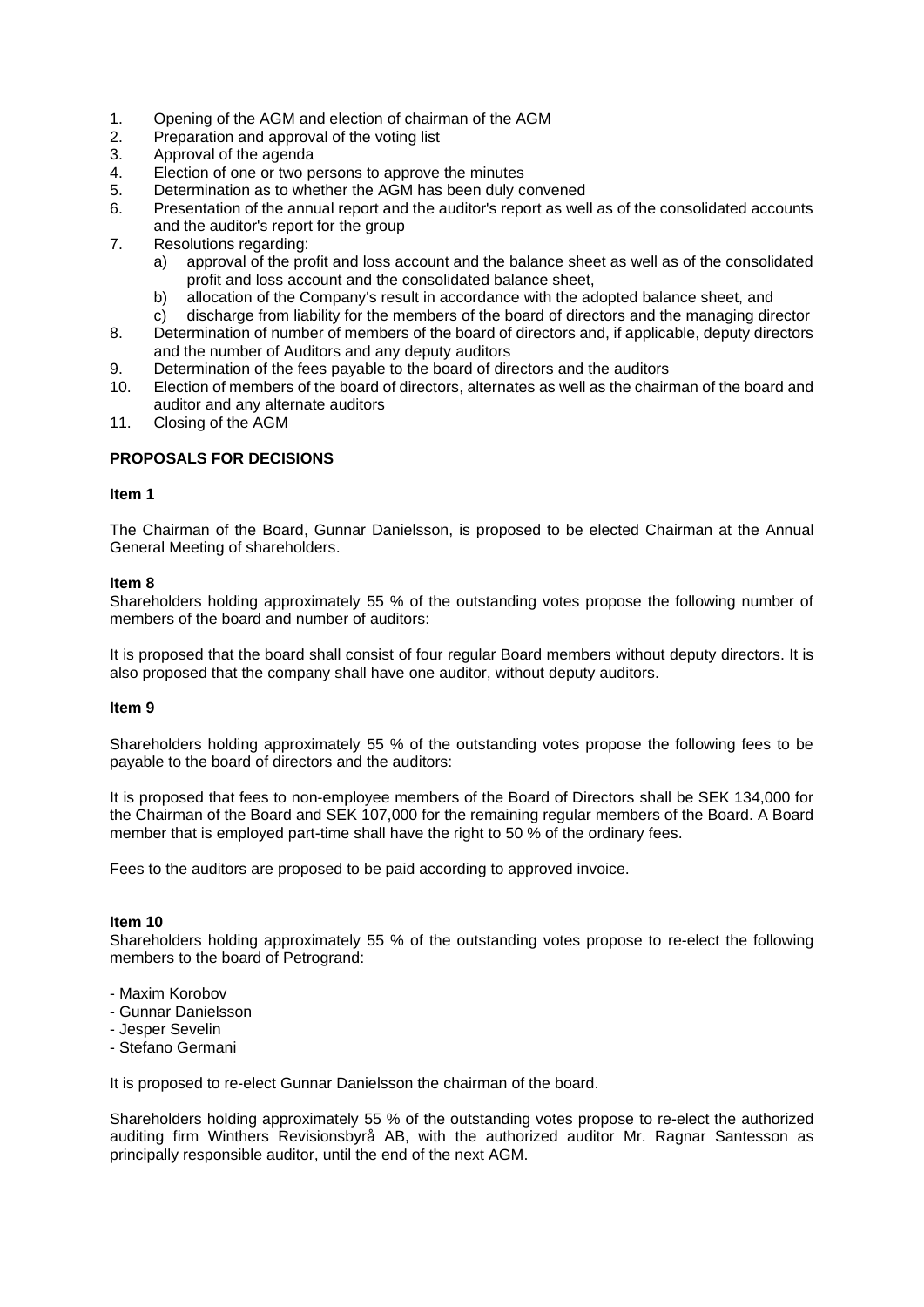1. Opening of the AGM and election of chairman of the AGM
2. Preparation and approval of the voting list
3. Approval of the agenda
4. Election of one or two persons to approve the minutes
5. Determination as to whether the AGM has been duly convened
6. Presentation of the annual report and the auditor's report as well as of the consolidated accounts and the auditor's report for the group
7. Resolutions regarding:
   a) approval of the profit and loss account and the balance sheet as well as of the consolidated profit and loss account and the consolidated balance sheet,
   b) allocation of the Company's result in accordance with the adopted balance sheet, and
   c) discharge from liability for the members of the board of directors and the managing director
8. Determination of number of members of the board of directors and, if applicable, deputy directors and the number of Auditors and any deputy auditors
9. Determination of the fees payable to the board of directors and the auditors
10. Election of members of the board of directors, alternates as well as the chairman of the board and auditor and any alternate auditors
11. Closing of the AGM

**PROPOSALS FOR DECISIONS**

**Item 1**

The Chairman of the Board, Gunnar Danielsson, is proposed to be elected Chairman at the Annual General Meeting of shareholders.

**Item 8**

Shareholders holding approximately 55 % of the outstanding votes propose the following number of members of the board and number of auditors:

It is proposed that the board shall consist of four regular Board members without deputy directors. It is also proposed that the company shall have one auditor, without deputy auditors.

**Item 9**

Shareholders holding approximately 55 % of the outstanding votes propose the following fees to be payable to the board of directors and the auditors:

It is proposed that fees to non-employee members of the Board of Directors shall be SEK 134,000 for the Chairman of the Board and SEK 107,000 for the remaining regular members of the Board. A Board member that is employed part-time shall have the right to 50 % of the ordinary fees.

Fees to the auditors are proposed to be paid according to approved invoice.

**Item 10**

Shareholders holding approximately 55 % of the outstanding votes propose to re-elect the following members to the board of Petrogrand:

- Maxim Korobov
- Gunnar Danielsson
- Jesper Sevelin
- Stefano Germani

It is proposed to re-elect Gunnar Danielsson the chairman of the board.

Shareholders holding approximately 55 % of the outstanding votes propose to re-elect the authorized auditing firm Winthers Revisionsbyrå AB, with the authorized auditor Mr. Ragnar Santesson as principally responsible auditor, until the end of the next AGM.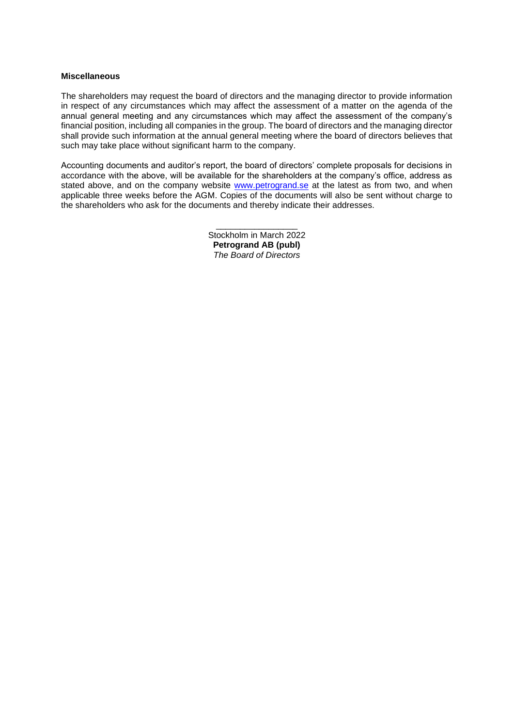**Miscellaneous**

The shareholders may request the board of directors and the managing director to provide information in respect of any circumstances which may affect the assessment of a matter on the agenda of the annual general meeting and any circumstances which may affect the assessment of the company's financial position, including all companies in the group. The board of directors and the managing director shall provide such information at the annual general meeting where the board of directors believes that such may take place without significant harm to the company.

Accounting documents and auditor's report, the board of directors' complete proposals for decisions in accordance with the above, will be available for the shareholders at the company's office, address as stated above, and on the company website [www.petrogrand.se](http://www.petrogrand.se) at the latest as from two, and when applicable three weeks before the AGM. Copies of the documents will also be sent without charge to the shareholders who ask for the documents and thereby indicate their addresses.

_________________

Stockholm in March 2022

**Petrogrand AB (publ)**

*The Board of Directors*